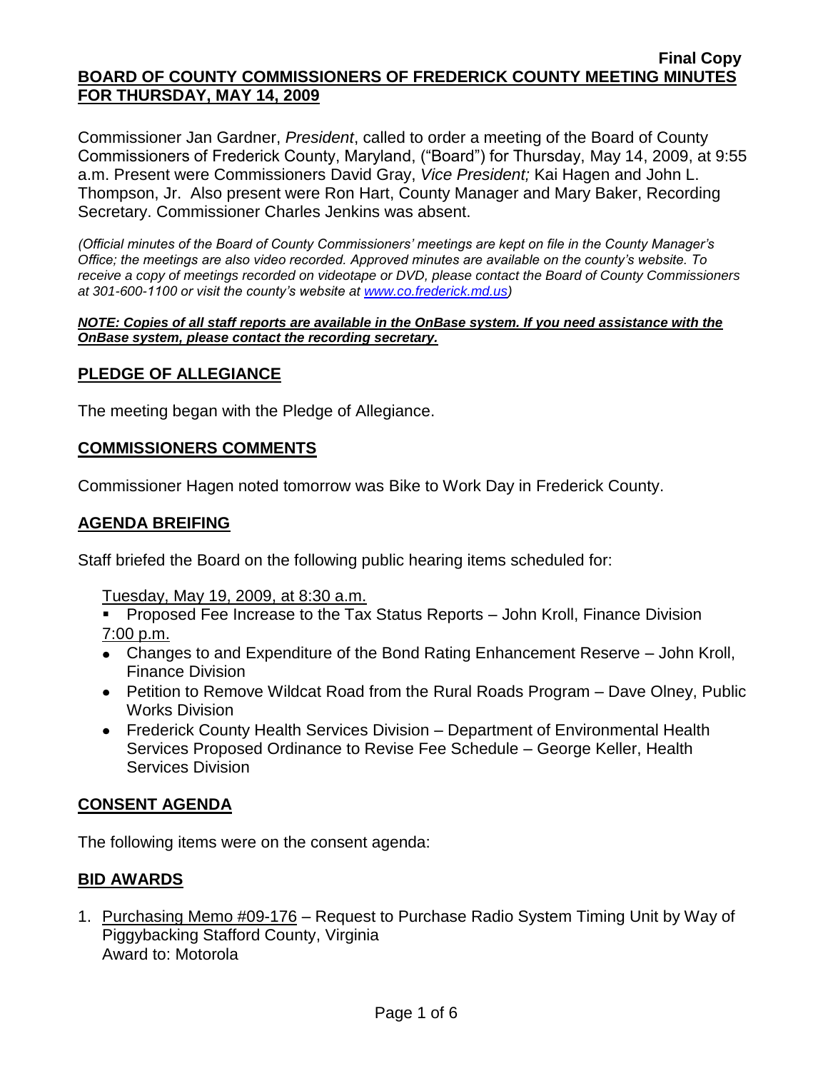**Final Copy**

**BOARD OF COUNTY COMMISSIONERS OF FREDERICK COUNTY MEETING MINUTES FOR THURSDAY, MAY 14, 2009**

Commissioner Jan Gardner, *President*, called to order a meeting of the Board of County Commissioners of Frederick County, Maryland, ("Board") for Thursday, May 14, 2009, at 9:55 a.m. Present were Commissioners David Gray, *Vice President;* Kai Hagen and John L. Thompson, Jr. Also present were Ron Hart, County Manager and Mary Baker, Recording Secretary. Commissioner Charles Jenkins was absent.

*(Official minutes of the Board of County Commissioners' meetings are kept on file in the County Manager's Office; the meetings are also video recorded. Approved minutes are available on the county's website. To receive a copy of meetings recorded on videotape or DVD, please contact the Board of County Commissioners at 301-600-1100 or visit the county's website at www.co.frederick.md.us)*

***NOTE: Copies of all staff reports are available in the OnBase system. If you need assistance with the OnBase system, please contact the recording secretary.***

## PLEDGE OF ALLEGIANCE

The meeting began with the Pledge of Allegiance.

## COMMISSIONERS COMMENTS

Commissioner Hagen noted tomorrow was Bike to Work Day in Frederick County.

## AGENDA BREIFING

Staff briefed the Board on the following public hearing items scheduled for:

Tuesday, May 19, 2009, at 8:30 a.m.

- Proposed Fee Increase to the Tax Status Reports – John Kroll, Finance Division

7:00 p.m.

- Changes to and Expenditure of the Bond Rating Enhancement Reserve – John Kroll, Finance Division
- Petition to Remove Wildcat Road from the Rural Roads Program – Dave Olney, Public Works Division
- Frederick County Health Services Division – Department of Environmental Health Services Proposed Ordinance to Revise Fee Schedule – George Keller, Health Services Division

## CONSENT AGENDA

The following items were on the consent agenda:

## BID AWARDS

1. Purchasing Memo #09-176 – Request to Purchase Radio System Timing Unit by Way of Piggybacking Stafford County, Virginia
   Award to: Motorola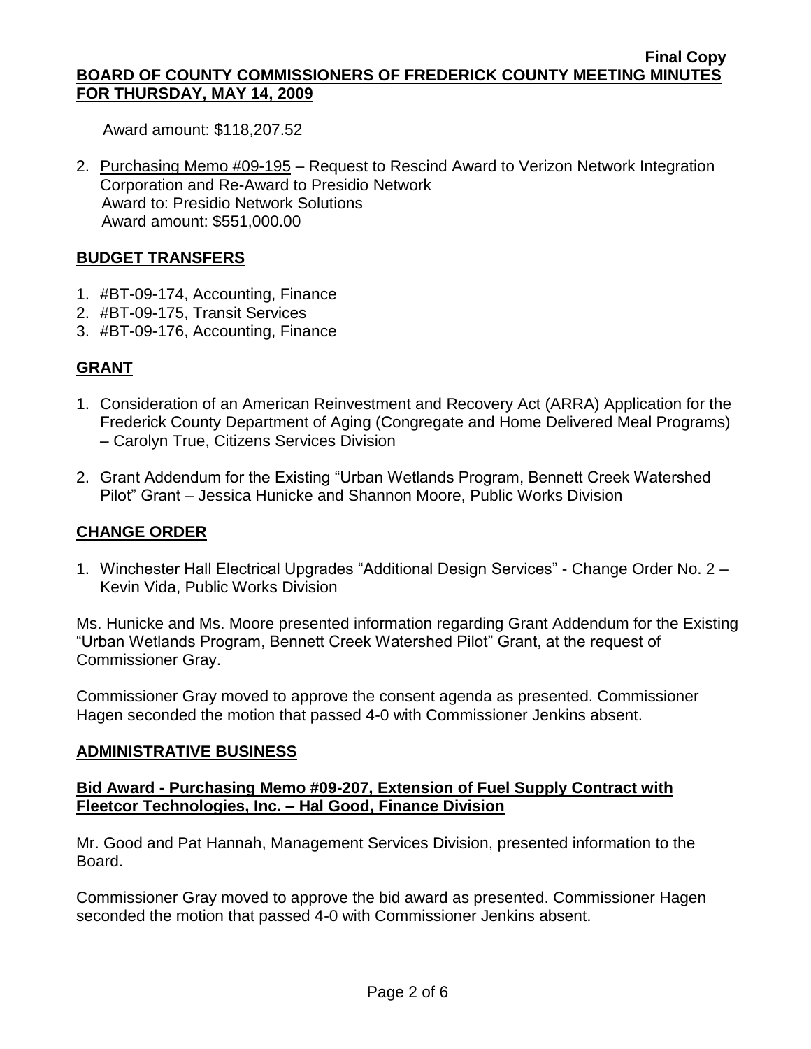Award amount: $118,207.52

2. Purchasing Memo #09-195 – Request to Rescind Award to Verizon Network Integration Corporation and Re-Award to Presidio Network
   Award to: Presidio Network Solutions
   Award amount: $551,000.00

## BUDGET TRANSFERS

1. #BT-09-174, Accounting, Finance
2. #BT-09-175, Transit Services
3. #BT-09-176, Accounting, Finance

## GRANT

1. Consideration of an American Reinvestment and Recovery Act (ARRA) Application for the Frederick County Department of Aging (Congregate and Home Delivered Meal Programs) – Carolyn True, Citizens Services Division

2. Grant Addendum for the Existing "Urban Wetlands Program, Bennett Creek Watershed Pilot" Grant – Jessica Hunicke and Shannon Moore, Public Works Division

## CHANGE ORDER

1. Winchester Hall Electrical Upgrades "Additional Design Services" - Change Order No. 2 – Kevin Vida, Public Works Division

Ms. Hunicke and Ms. Moore presented information regarding Grant Addendum for the Existing "Urban Wetlands Program, Bennett Creek Watershed Pilot" Grant, at the request of Commissioner Gray.

Commissioner Gray moved to approve the consent agenda as presented. Commissioner Hagen seconded the motion that passed 4-0 with Commissioner Jenkins absent.

## ADMINISTRATIVE BUSINESS

### Bid Award - Purchasing Memo #09-207, Extension of Fuel Supply Contract with Fleetcor Technologies, Inc. – Hal Good, Finance Division

Mr. Good and Pat Hannah, Management Services Division, presented information to the Board.

Commissioner Gray moved to approve the bid award as presented. Commissioner Hagen seconded the motion that passed 4-0 with Commissioner Jenkins absent.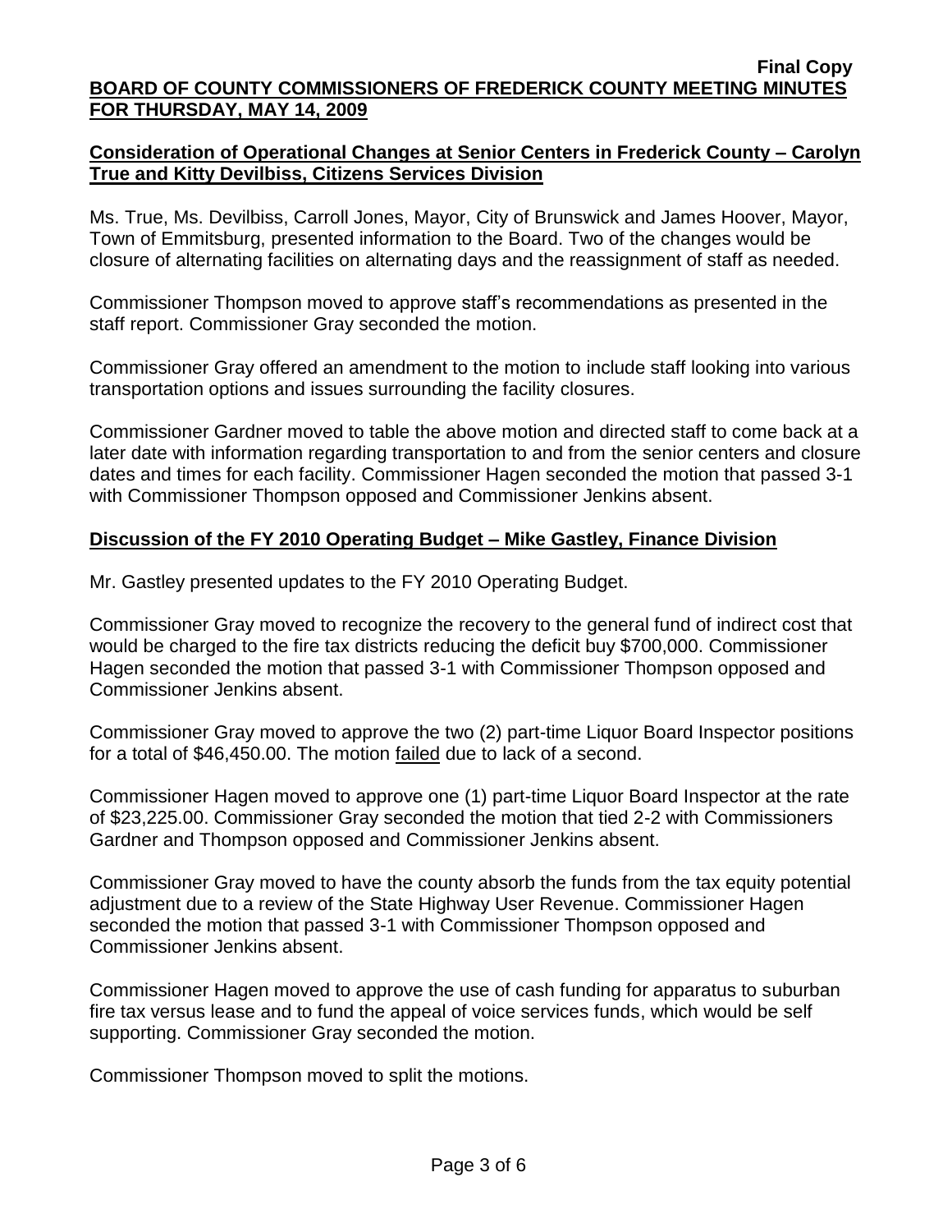**Final Copy**

**BOARD OF COUNTY COMMISSIONERS OF FREDERICK COUNTY MEETING MINUTES FOR THURSDAY, MAY 14, 2009**

**Consideration of Operational Changes at Senior Centers in Frederick County – Carolyn True and Kitty Devilbiss, Citizens Services Division**

Ms. True, Ms. Devilbiss, Carroll Jones, Mayor, City of Brunswick and James Hoover, Mayor, Town of Emmitsburg, presented information to the Board. Two of the changes would be closure of alternating facilities on alternating days and the reassignment of staff as needed.

Commissioner Thompson moved to approve staff's recommendations as presented in the staff report. Commissioner Gray seconded the motion.

Commissioner Gray offered an amendment to the motion to include staff looking into various transportation options and issues surrounding the facility closures.

Commissioner Gardner moved to table the above motion and directed staff to come back at a later date with information regarding transportation to and from the senior centers and closure dates and times for each facility. Commissioner Hagen seconded the motion that passed 3-1 with Commissioner Thompson opposed and Commissioner Jenkins absent.

**Discussion of the FY 2010 Operating Budget – Mike Gastley, Finance Division**

Mr. Gastley presented updates to the FY 2010 Operating Budget.

Commissioner Gray moved to recognize the recovery to the general fund of indirect cost that would be charged to the fire tax districts reducing the deficit buy $700,000. Commissioner Hagen seconded the motion that passed 3-1 with Commissioner Thompson opposed and Commissioner Jenkins absent.

Commissioner Gray moved to approve the two (2) part-time Liquor Board Inspector positions for a total of $46,450.00. The motion failed due to lack of a second.

Commissioner Hagen moved to approve one (1) part-time Liquor Board Inspector at the rate of $23,225.00. Commissioner Gray seconded the motion that tied 2-2 with Commissioners Gardner and Thompson opposed and Commissioner Jenkins absent.

Commissioner Gray moved to have the county absorb the funds from the tax equity potential adjustment due to a review of the State Highway User Revenue. Commissioner Hagen seconded the motion that passed 3-1 with Commissioner Thompson opposed and Commissioner Jenkins absent.

Commissioner Hagen moved to approve the use of cash funding for apparatus to suburban fire tax versus lease and to fund the appeal of voice services funds, which would be self supporting. Commissioner Gray seconded the motion.

Commissioner Thompson moved to split the motions.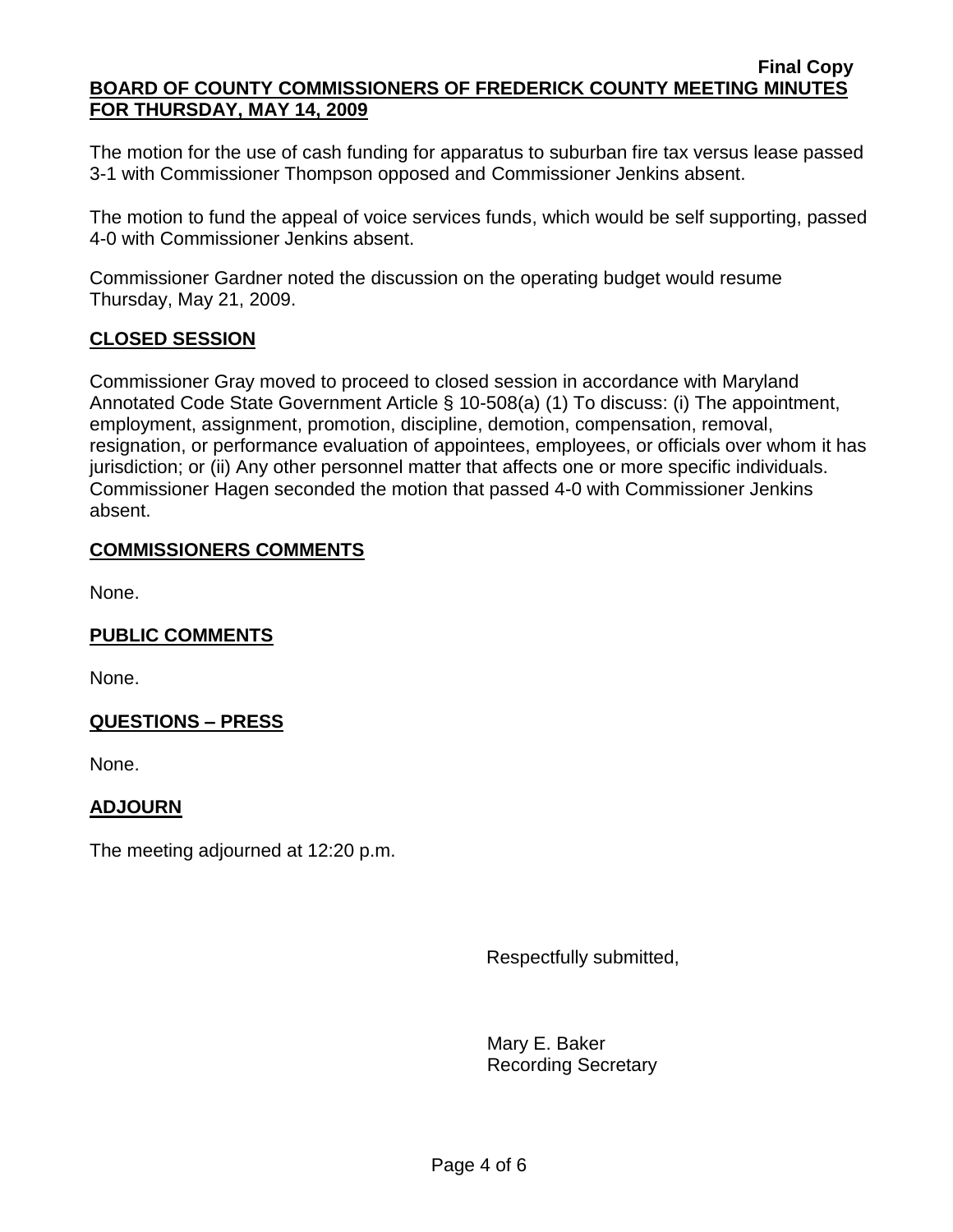The motion for the use of cash funding for apparatus to suburban fire tax versus lease passed 3-1 with Commissioner Thompson opposed and Commissioner Jenkins absent.

The motion to fund the appeal of voice services funds, which would be self supporting, passed 4-0 with Commissioner Jenkins absent.

Commissioner Gardner noted the discussion on the operating budget would resume Thursday, May 21, 2009.

## CLOSED SESSION

Commissioner Gray moved to proceed to closed session in accordance with Maryland Annotated Code State Government Article § 10-508(a) (1) To discuss: (i) The appointment, employment, assignment, promotion, discipline, demotion, compensation, removal, resignation, or performance evaluation of appointees, employees, or officials over whom it has jurisdiction; or (ii) Any other personnel matter that affects one or more specific individuals. Commissioner Hagen seconded the motion that passed 4-0 with Commissioner Jenkins absent.

## COMMISSIONERS COMMENTS

None.

## PUBLIC COMMENTS

None.

## QUESTIONS – PRESS

None.

## ADJOURN

The meeting adjourned at 12:20 p.m.

Respectfully submitted,

Mary E. Baker
Recording Secretary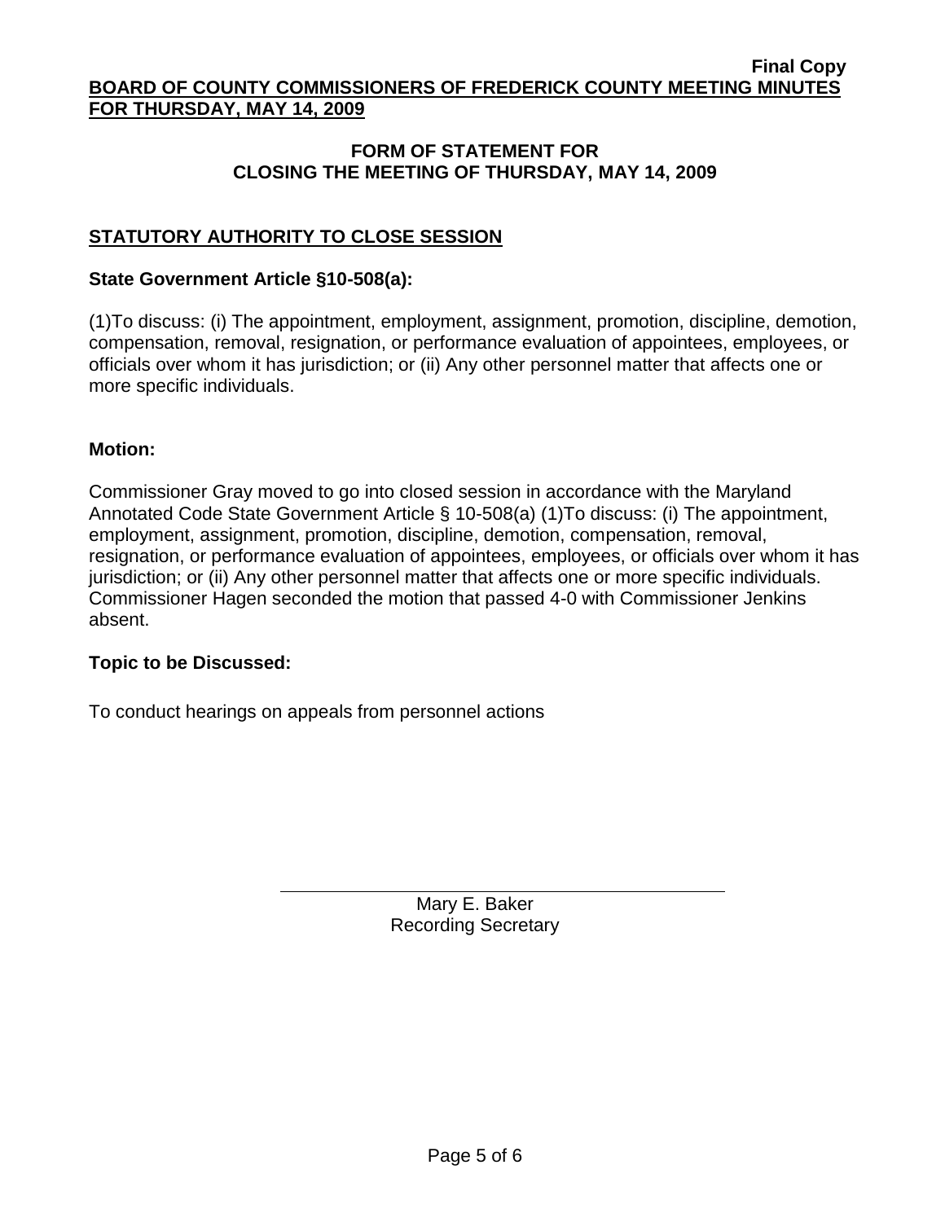**Final Copy**

**BOARD OF COUNTY COMMISSIONERS OF FREDERICK COUNTY MEETING MINUTES FOR THURSDAY, MAY 14, 2009**

## FORM OF STATEMENT FOR CLOSING THE MEETING OF THURSDAY, MAY 14, 2009

### STATUTORY AUTHORITY TO CLOSE SESSION

**State Government Article §10-508(a):**

(1)To discuss: (i) The appointment, employment, assignment, promotion, discipline, demotion, compensation, removal, resignation, or performance evaluation of appointees, employees, or officials over whom it has jurisdiction; or (ii) Any other personnel matter that affects one or more specific individuals.

**Motion:**

Commissioner Gray moved to go into closed session in accordance with the Maryland Annotated Code State Government Article § 10-508(a) (1)To discuss: (i) The appointment, employment, assignment, promotion, discipline, demotion, compensation, removal, resignation, or performance evaluation of appointees, employees, or officials over whom it has jurisdiction; or (ii) Any other personnel matter that affects one or more specific individuals. Commissioner Hagen seconded the motion that passed 4-0 with Commissioner Jenkins absent.

**Topic to be Discussed:**

To conduct hearings on appeals from personnel actions

Mary E. Baker
Recording Secretary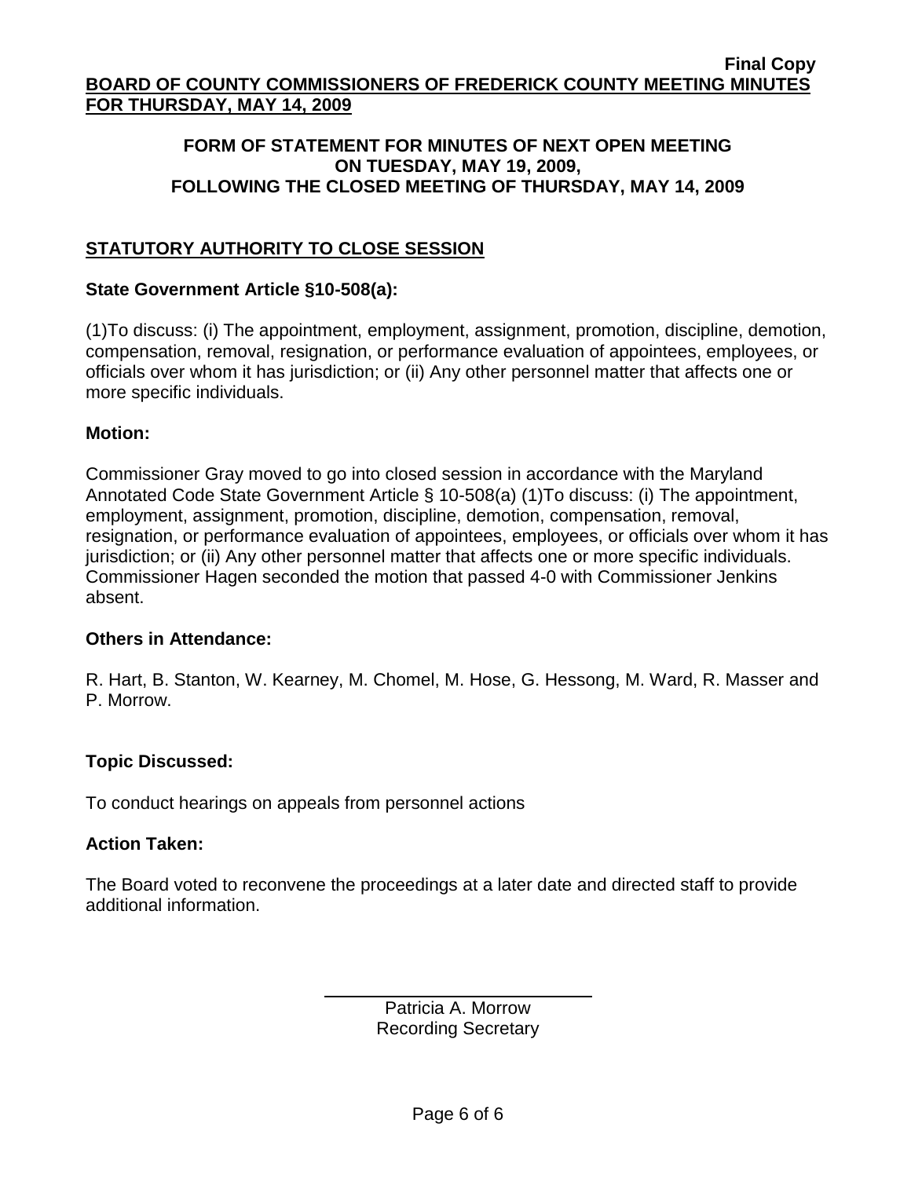**FORM OF STATEMENT FOR MINUTES OF NEXT OPEN MEETING ON TUESDAY, MAY 19, 2009, FOLLOWING THE CLOSED MEETING OF THURSDAY, MAY 14, 2009**

## STATUTORY AUTHORITY TO CLOSE SESSION

**State Government Article §10-508(a):**

(1)To discuss: (i) The appointment, employment, assignment, promotion, discipline, demotion, compensation, removal, resignation, or performance evaluation of appointees, employees, or officials over whom it has jurisdiction; or (ii) Any other personnel matter that affects one or more specific individuals.

**Motion:**

Commissioner Gray moved to go into closed session in accordance with the Maryland Annotated Code State Government Article § 10-508(a) (1)To discuss: (i) The appointment, employment, assignment, promotion, discipline, demotion, compensation, removal, resignation, or performance evaluation of appointees, employees, or officials over whom it has jurisdiction; or (ii) Any other personnel matter that affects one or more specific individuals. Commissioner Hagen seconded the motion that passed 4-0 with Commissioner Jenkins absent.

**Others in Attendance:**

R. Hart, B. Stanton, W. Kearney, M. Chomel, M. Hose, G. Hessong, M. Ward, R. Masser and P. Morrow.

**Topic Discussed:**

To conduct hearings on appeals from personnel actions

**Action Taken:**

The Board voted to reconvene the proceedings at a later date and directed staff to provide additional information.

Patricia A. Morrow
Recording Secretary